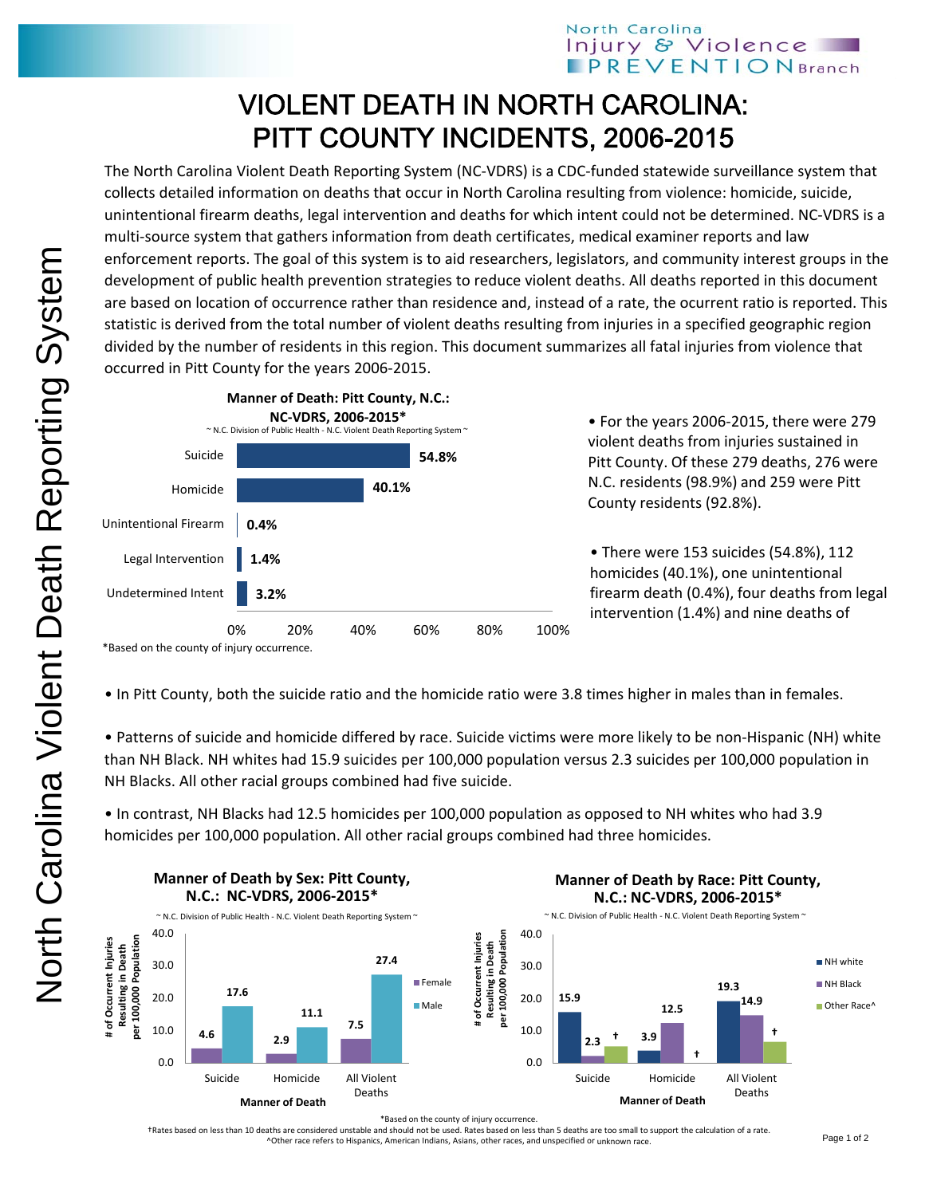North Carolina Injury & Violence PREVENTION Branch

# VIOLENT DEATH IN NORTH CAROLINA: PITT COUNTY INCIDENTS, 2006-2015

The North Carolina Violent Death Reporting System (NC-VDRS) is a CDC-funded statewide surveillance system that collects detailed information on deaths that occur in North Carolina resulting from violence: homicide, suicide, unintentional firearm deaths, legal intervention and deaths for which intent could not be determined. NC-VDRS is a multi-source system that gathers information from death certificates, medical examiner reports and law enforcement reports. The goal of this system is to aid researchers, legislators, and community interest groups in the development of public health prevention strategies to reduce violent deaths. All deaths reported in this document are based on location of occurrence rather than residence and, instead of a rate, the ocurrent ratio is reported. This statistic is derived from the total number of violent deaths resulting from injuries in a specified geographic region divided by the number of residents in this region. This document summarizes all fatal injuries from violence that occurred in Pitt County for the years 2006-2015.

**Manner of Death: Pitt County, N.C.: NC-VDRS, 2006-2015***

~ N.C. Division of Public Health - N.C. Violent Death Reporting System ~

| Manner of Death | Percent |
|---|---|
| Suicide | 54.8% |
| Homicide | 40.1% |
| Unintentional Firearm | 0.4% |
| Legal Intervention | 1.4% |
| Undetermined Intent | 3.2% |

*Based on the county of injury occurrence.

- For the years 2006-2015, there were 279 violent deaths from injuries sustained in Pitt County. Of these 279 deaths, 276 were N.C. residents (98.9%) and 259 were Pitt County residents (92.8%).

- There were 153 suicides (54.8%), 112 homicides (40.1%), one unintentional firearm death (0.4%), four deaths from legal intervention (1.4%) and nine deaths of

- In Pitt County, both the suicide ratio and the homicide ratio were 3.8 times higher in males than in females.

- Patterns of suicide and homicide differed by race. Suicide victims were more likely to be non-Hispanic (NH) white than NH Black. NH whites had 15.9 suicides per 100,000 population versus 2.3 suicides per 100,000 population in NH Blacks. All other racial groups combined had five suicide.

- In contrast, NH Blacks had 12.5 homicides per 100,000 population as opposed to NH whites who had 3.9 homicides per 100,000 population. All other racial groups combined had three homicides.

**Manner of Death by Sex: Pitt County, N.C.: NC-VDRS, 2006-2015***

~ N.C. Division of Public Health - N.C. Violent Death Reporting System ~

# of Occurrent Injuries Resulting in Death per 100,000 Population

| Manner of Death | Female | Male |
|---|---|---|
| Suicide | 4.6 | 17.6 |
| Homicide | 2.9 | 11.1 |
| All Violent Deaths | 7.5 | 27.4 |

**Manner of Death by Race: Pitt County, N.C.: NC-VDRS, 2006-2015***

~ N.C. Division of Public Health - N.C. Violent Death Reporting System ~

# of Occurrent Injuries Resulting in Death per 100,000 Population

| Manner of Death | NH white | NH Black | Other Race^ |
|---|---|---|---|
| Suicide | 15.9 | 2.3 | † |
| Homicide | 3.9 | 12.5 | † |
| All Violent Deaths | 19.3 | 14.9 | † |

*Based on the county of injury occurrence.

†Rates based on less than 10 deaths are considered unstable and should not be used. Rates based on less than 5 deaths are too small to support the calculation of a rate.

^Other race refers to Hispanics, American Indians, Asians, other races, and unspecified or unknown race.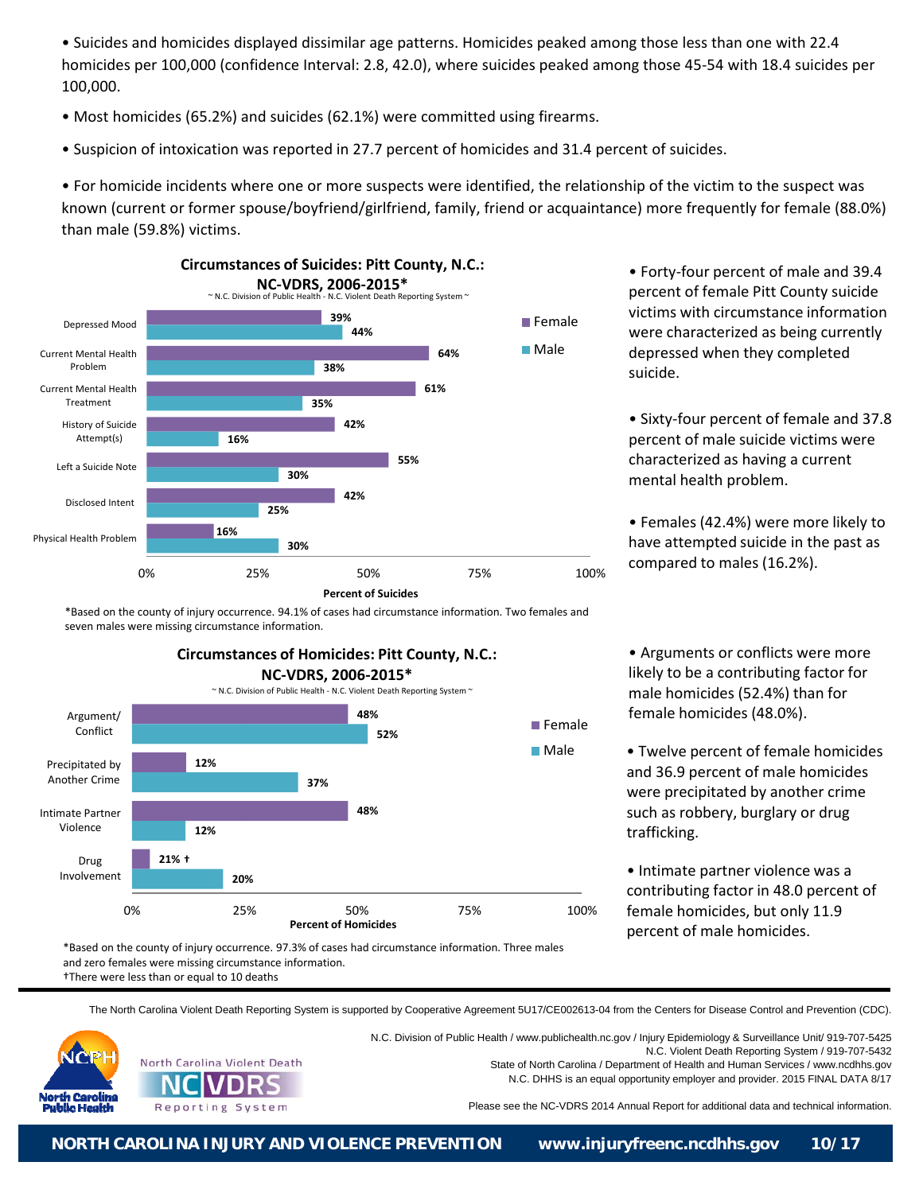• Suicides and homicides displayed dissimilar age patterns. Homicides peaked among those less than one with 22.4 homicides per 100,000 (confidence Interval: 2.8, 42.0), where suicides peaked among those 45-54 with 18.4 suicides per 100,000.

• Most homicides (65.2%) and suicides (62.1%) were committed using firearms.

• Suspicion of intoxication was reported in 27.7 percent of homicides and 31.4 percent of suicides.

• For homicide incidents where one or more suspects were identified, the relationship of the victim to the suspect was known (current or former spouse/boyfriend/girlfriend, family, friend or acquaintance) more frequently for female (88.0%) than male (59.8%) victims.

**Circumstances of Suicides: Pitt County, N.C.: NC-VDRS, 2006-2015***

~ N.C. Division of Public Health - N.C. Violent Death Reporting System ~

Female
Male

Depressed Mood: 39%, 44%
Current Mental Health Problem: 64%, 38%
Current Mental Health Treatment: 61%, 35%
History of Suicide Attempt(s): 42%, 16%
Left a Suicide Note: 55%, 30%
Disclosed Intent: 42%, 25%
Physical Health Problem: 16%, 30%

0% 25% 50% 75% 100%
Percent of Suicides

*Based on the county of injury occurrence. 94.1% of cases had circumstance information. Two females and seven males were missing circumstance information.

• Forty-four percent of male and 39.4 percent of female Pitt County suicide victims with circumstance information were characterized as being currently depressed when they completed suicide.

• Sixty-four percent of female and 37.8 percent of male suicide victims were characterized as having a current mental health problem.

• Females (42.4%) were more likely to have attempted suicide in the past as compared to males (16.2%).

**Circumstances of Homicides: Pitt County, N.C.: NC-VDRS, 2006-2015***

~ N.C. Division of Public Health - N.C. Violent Death Reporting System ~

Female
Male

Argument/ Conflict: 48%, 52%
Precipitated by Another Crime: 12%, 37%
Intimate Partner Violence: 48%, 12%
Drug Involvement: 21% †, 20%

0% 25% 50% 75% 100%
Percent of Homicides

*Based on the county of injury occurrence. 97.3% of cases had circumstance information. Three males and zero females were missing circumstance information.
†There were less than or equal to 10 deaths

• Arguments or conflicts were more likely to be a contributing factor for male homicides (52.4%) than for female homicides (48.0%).

• Twelve percent of female homicides and 36.9 percent of male homicides were precipitated by another crime such as robbery, burglary or drug trafficking.

• Intimate partner violence was a contributing factor in 48.0 percent of female homicides, but only 11.9 percent of male homicides.

The North Carolina Violent Death Reporting System is supported by Cooperative Agreement 5U17/CE002613-04 from the Centers for Disease Control and Prevention (CDC).

NCPH North Carolina Public Health

North Carolina Violent Death NC VDRS Reporting System

N.C. Division of Public Health / www.publichealth.nc.gov / Injury Epidemiology & Surveillance Unit/ 919-707-5425
N.C. Violent Death Reporting System / 919-707-5432
State of North Carolina / Department of Health and Human Services / www.ncdhhs.gov
N.C. DHHS is an equal opportunity employer and provider. 2015 FINAL DATA 8/17

Please see the NC-VDRS 2014 Annual Report for additional data and technical information.

NORTH CAROLINA INJURY AND VIOLENCE PREVENTION www.injuryfreenc.ncdhhs.gov